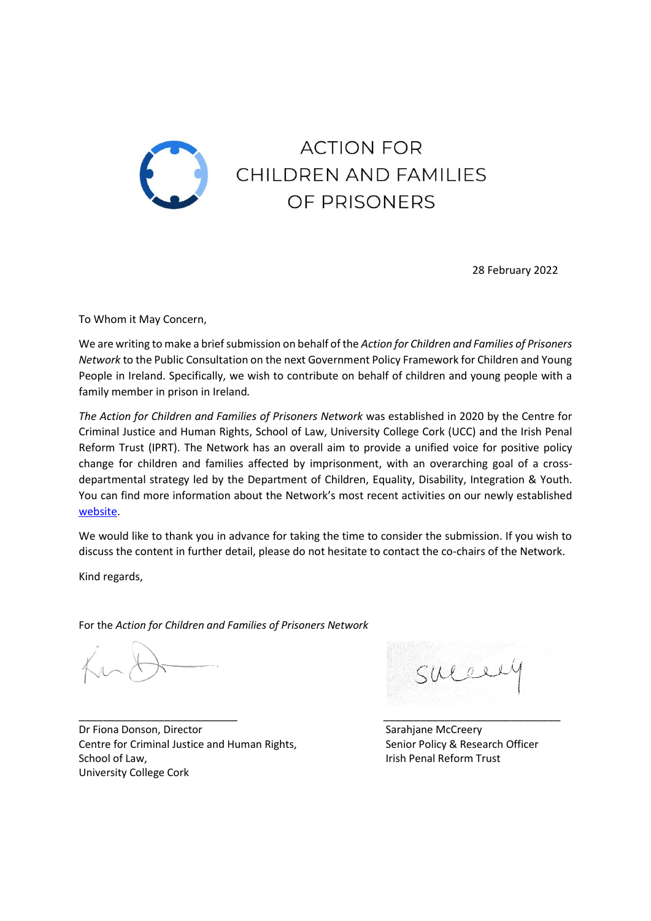# ACTION FOR CHILDREN AND FAMILIES OF PRISONERS

28 February 2022

To Whom it May Concern,

We are writing to make a brief submission on behalf of the *Action for Children and Families of Prisoners Network* to the Public Consultation on the next Government Policy Framework for Children and Young People in Ireland. Specifically, we wish to contribute on behalf of children and young people with a family member in prison in Ireland*.*

*The Action for Children and Families of Prisoners Network* was established in 2020 by the Centre for Criminal Justice and Human Rights, School of Law, University College Cork (UCC) and the Irish Penal Reform Trust (IPRT). The Network has an overall aim to provide a unified voice for positive policy change for children and families affected by imprisonment, with an overarching goal of a cross-departmental strategy led by the Department of Children, Equality, Disability, Integration & Youth. You can find more information about the Network's most recent activities on our newly established website.

We would like to thank you in advance for taking the time to consider the submission. If you wish to discuss the content in further detail, please do not hesitate to contact the co-chairs of the Network.

Kind regards,

For the *Action for Children and Families of Prisoners Network*

Dr Fiona Donson, Director
Centre for Criminal Justice and Human Rights,
School of Law,
University College Cork

Sarahjane McCreery
Senior Policy & Research Officer
Irish Penal Reform Trust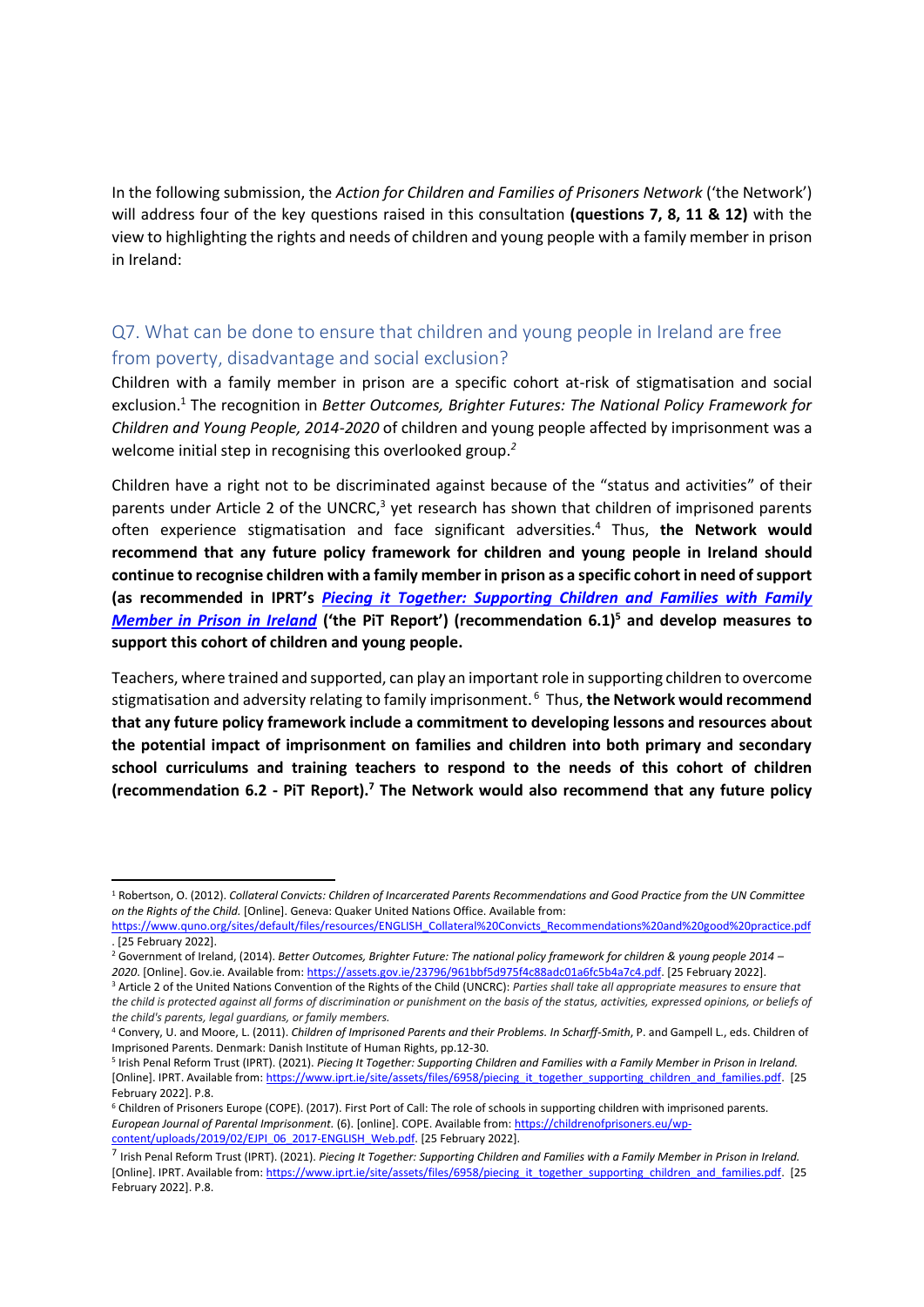In the following submission, the *Action for Children and Families of Prisoners Network* ('the Network') will address four of the key questions raised in this consultation **(questions 7, 8, 11 & 12)** with the view to highlighting the rights and needs of children and young people with a family member in prison in Ireland:

## Q7. What can be done to ensure that children and young people in Ireland are free from poverty, disadvantage and social exclusion?

Children with a family member in prison are a specific cohort at-risk of stigmatisation and social exclusion.[1] The recognition in *Better Outcomes, Brighter Futures: The National Policy Framework for Children and Young People, 2014-2020* of children and young people affected by imprisonment was a welcome initial step in recognising this overlooked group.[2]

Children have a right not to be discriminated against because of the "status and activities" of their parents under Article 2 of the UNCRC,[3] yet research has shown that children of imprisoned parents often experience stigmatisation and face significant adversities.[4] Thus, **the Network would recommend that any future policy framework for children and young people in Ireland should continue to recognise children with a family member in prison as a specific cohort in need of support (as recommended in IPRT's *[Piecing it Together: Supporting Children and Families with Family Member in Prison in Ireland](https://www.iprt.ie/site/assets/files/6958/piecing_it_together_supporting_children_and_families.pdf)* ('the PiT Report') (recommendation 6.1)[5] and develop measures to support this cohort of children and young people.**

Teachers, where trained and supported, can play an important role in supporting children to overcome stigmatisation and adversity relating to family imprisonment.[6] Thus, **the Network would recommend that any future policy framework include a commitment to developing lessons and resources about the potential impact of imprisonment on families and children into both primary and secondary school curriculums and training teachers to respond to the needs of this cohort of children (recommendation 6.2 - PiT Report).[7] The Network would also recommend that any future policy**

---

[1] Robertson, O. (2012). *Collateral Convicts: Children of Incarcerated Parents Recommendations and Good Practice from the UN Committee on the Rights of the Child.* [Online]. Geneva: Quaker United Nations Office. Available from: https://www.quno.org/sites/default/files/resources/ENGLISH_Collateral%20Convicts_Recommendations%20and%20good%20practice.pdf . [25 February 2022].

[2] Government of Ireland, (2014). *Better Outcomes, Brighter Future: The national policy framework for children & young people 2014 – 2020.* [Online]. Gov.ie. Available from: https://assets.gov.ie/23796/961bbf5d975f4c88adc01a6fc5b4a7c4.pdf. [25 February 2022].

[3] Article 2 of the United Nations Convention of the Rights of the Child (UNCRC): *Parties shall take all appropriate measures to ensure that the child is protected against all forms of discrimination or punishment on the basis of the status, activities, expressed opinions, or beliefs of the child's parents, legal guardians, or family members.*

[4] Convery, U. and Moore, L. (2011). *Children of Imprisoned Parents and their Problems. In Scharff-Smith*, P. and Gampell L., eds. Children of Imprisoned Parents. Denmark: Danish Institute of Human Rights, pp.12-30.

[5] Irish Penal Reform Trust (IPRT). (2021). *Piecing It Together: Supporting Children and Families with a Family Member in Prison in Ireland.* [Online]. IPRT. Available from: https://www.iprt.ie/site/assets/files/6958/piecing_it_together_supporting_children_and_families.pdf. [25 February 2022]. P.8.

[6] Children of Prisoners Europe (COPE). (2017). First Port of Call: The role of schools in supporting children with imprisoned parents. *European Journal of Parental Imprisonment.* (6). [online]. COPE. Available from: https://childrenofprisoners.eu/wp-content/uploads/2019/02/EJPI_06_2017-ENGLISH_Web.pdf. [25 February 2022].

[7] Irish Penal Reform Trust (IPRT). (2021). *Piecing It Together: Supporting Children and Families with a Family Member in Prison in Ireland.* [Online]. IPRT. Available from: https://www.iprt.ie/site/assets/files/6958/piecing_it_together_supporting_children_and_families.pdf. [25 February 2022]. P.8.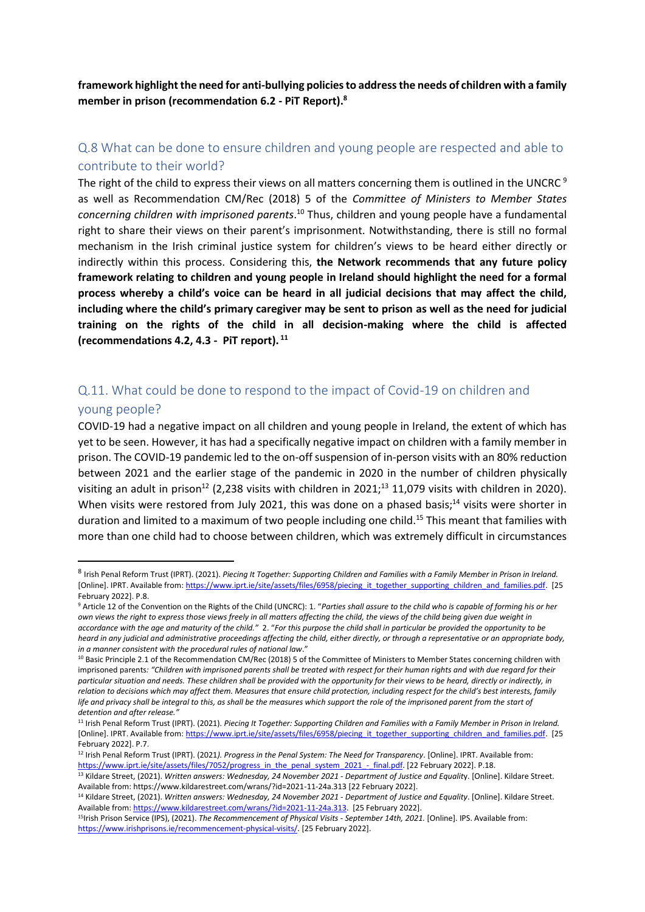**framework highlight the need for anti-bullying policies to address the needs of children with a family member in prison (recommendation 6.2 - PiT Report).**[8]

## Q.8 What can be done to ensure children and young people are respected and able to contribute to their world?

The right of the child to express their views on all matters concerning them is outlined in the UNCRC [9] as well as Recommendation CM/Rec (2018) 5 of the *Committee of Ministers to Member States concerning children with imprisoned parents*.[10] Thus, children and young people have a fundamental right to share their views on their parent's imprisonment. Notwithstanding, there is still no formal mechanism in the Irish criminal justice system for children's views to be heard either directly or indirectly within this process. Considering this, **the Network recommends that any future policy framework relating to children and young people in Ireland should highlight the need for a formal process whereby a child's voice can be heard in all judicial decisions that may affect the child, including where the child's primary caregiver may be sent to prison as well as the need for judicial training on the rights of the child in all decision-making where the child is affected (recommendations 4.2, 4.3 - PiT report).** [11]

## Q.11. What could be done to respond to the impact of Covid-19 on children and young people?

COVID-19 had a negative impact on all children and young people in Ireland, the extent of which has yet to be seen. However, it has had a specifically negative impact on children with a family member in prison. The COVID-19 pandemic led to the on-off suspension of in-person visits with an 80% reduction between 2021 and the earlier stage of the pandemic in 2020 in the number of children physically visiting an adult in prison[12] (2,238 visits with children in 2021;[13] 11,079 visits with children in 2020). When visits were restored from July 2021, this was done on a phased basis;[14] visits were shorter in duration and limited to a maximum of two people including one child.[15] This meant that families with more than one child had to choose between children, which was extremely difficult in circumstances

---

[8] Irish Penal Reform Trust (IPRT). (2021). *Piecing It Together: Supporting Children and Families with a Family Member in Prison in Ireland.* [Online]. IPRT. Available from: https://www.iprt.ie/site/assets/files/6958/piecing_it_together_supporting_children_and_families.pdf. [25 February 2022]. P.8.

[9] Article 12 of the Convention on the Rights of the Child (UNCRC): 1. "*Parties shall assure to the child who is capable of forming his or her own views the right to express those views freely in all matters affecting the child, the views of the child being given due weight in accordance with the age and maturity of the child.*" 2. "*For this purpose the child shall in particular be provided the opportunity to be heard in any judicial and administrative proceedings affecting the child, either directly, or through a representative or an appropriate body, in a manner consistent with the procedural rules of national law*."

[10] Basic Principle 2.1 of the Recommendation CM/Rec (2018) 5 of the Committee of Ministers to Member States concerning children with imprisoned parents: *"Children with imprisoned parents shall be treated with respect for their human rights and with due regard for their particular situation and needs. These children shall be provided with the opportunity for their views to be heard, directly or indirectly, in relation to decisions which may affect them. Measures that ensure child protection, including respect for the child's best interests, family life and privacy shall be integral to this, as shall be the measures which support the role of the imprisoned parent from the start of detention and after release."*

[11] Irish Penal Reform Trust (IPRT). (2021). *Piecing It Together: Supporting Children and Families with a Family Member in Prison in Ireland.* [Online]. IPRT. Available from: https://www.iprt.ie/site/assets/files/6958/piecing_it_together_supporting_children_and_families.pdf. [25 February 2022]. P.7.

[12] Irish Penal Reform Trust (IPRT). (2021*). Progress in the Penal System: The Need for Transparency*. [Online]. IPRT. Available from: https://www.iprt.ie/site/assets/files/7052/progress_in_the_penal_system_2021_-_final.pdf. [22 February 2022]. P.18.

[13] Kildare Street, (2021). *Written answers: Wednesday, 24 November 2021 - Department of Justice and Equality*. [Online]. Kildare Street. Available from: https://www.kildarestreet.com/wrans/?id=2021-11-24a.313 [22 February 2022].

[14] Kildare Street, (2021). *Written answers: Wednesday, 24 November 2021 - Department of Justice and Equality*. [Online]. Kildare Street. Available from: https://www.kildarestreet.com/wrans/?id=2021-11-24a.313. [25 February 2022].

[15] Irish Prison Service (IPS), (2021). *The Recommencement of Physical Visits - September 14th, 2021*. [Online]. IPS. Available from: https://www.irishprisons.ie/recommencement-physical-visits/. [25 February 2022].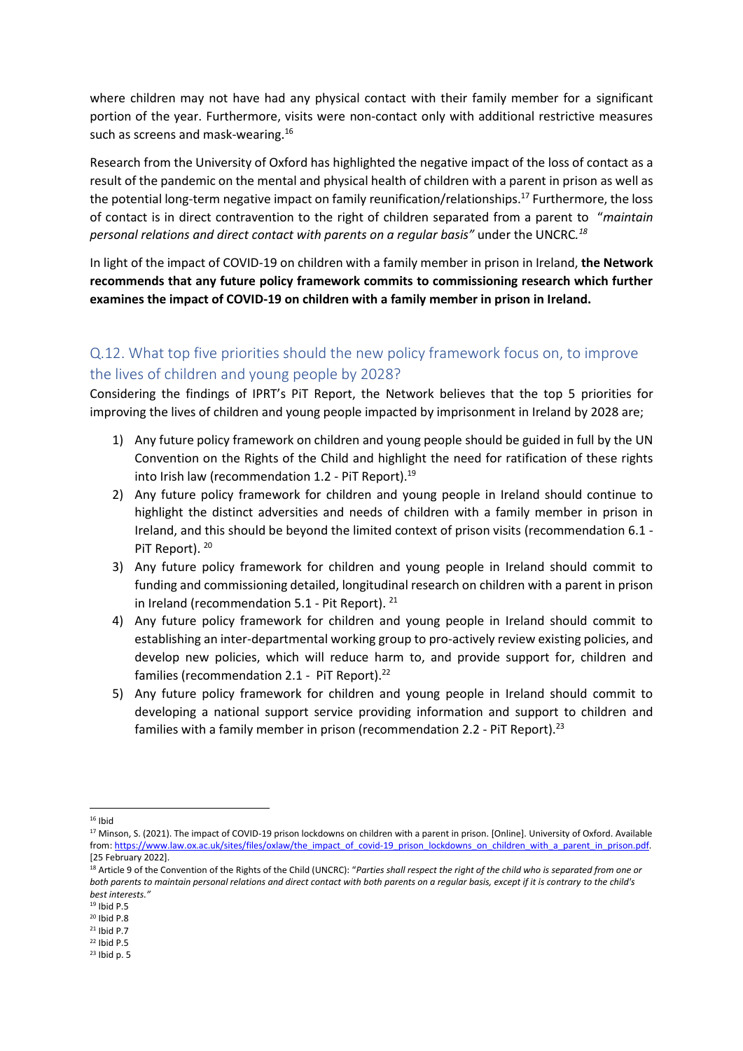where children may not have had any physical contact with their family member for a significant portion of the year. Furthermore, visits were non-contact only with additional restrictive measures such as screens and mask-wearing.[16]

Research from the University of Oxford has highlighted the negative impact of the loss of contact as a result of the pandemic on the mental and physical health of children with a parent in prison as well as the potential long-term negative impact on family reunification/relationships.[17] Furthermore, the loss of contact is in direct contravention to the right of children separated from a parent to "*maintain personal relations and direct contact with parents on a regular basis"* under the UNCRC.[18]

In light of the impact of COVID-19 on children with a family member in prison in Ireland, **the Network recommends that any future policy framework commits to commissioning research which further examines the impact of COVID-19 on children with a family member in prison in Ireland.**

## Q.12. What top five priorities should the new policy framework focus on, to improve the lives of children and young people by 2028?

Considering the findings of IPRT's PiT Report, the Network believes that the top 5 priorities for improving the lives of children and young people impacted by imprisonment in Ireland by 2028 are;

1) Any future policy framework on children and young people should be guided in full by the UN Convention on the Rights of the Child and highlight the need for ratification of these rights into Irish law (recommendation 1.2 - PiT Report).[19]
2) Any future policy framework for children and young people in Ireland should continue to highlight the distinct adversities and needs of children with a family member in prison in Ireland, and this should be beyond the limited context of prison visits (recommendation 6.1 - PiT Report).[20]
3) Any future policy framework for children and young people in Ireland should commit to funding and commissioning detailed, longitudinal research on children with a parent in prison in Ireland (recommendation 5.1 - Pit Report).[21]
4) Any future policy framework for children and young people in Ireland should commit to establishing an inter-departmental working group to pro-actively review existing policies, and develop new policies, which will reduce harm to, and provide support for, children and families (recommendation 2.1 - PiT Report).[22]
5) Any future policy framework for children and young people in Ireland should commit to developing a national support service providing information and support to children and families with a family member in prison (recommendation 2.2 - PiT Report).[23]

---

[16] Ibid

[17] Minson, S. (2021). The impact of COVID-19 prison lockdowns on children with a parent in prison. [Online]. University of Oxford. Available from: https://www.law.ox.ac.uk/sites/files/oxlaw/the_impact_of_covid-19_prison_lockdowns_on_children_with_a_parent_in_prison.pdf. [25 February 2022].

[18] Article 9 of the Convention of the Rights of the Child (UNCRC): "*Parties shall respect the right of the child who is separated from one or both parents to maintain personal relations and direct contact with both parents on a regular basis, except if it is contrary to the child's best interests."*

[19] Ibid P.5

[20] Ibid P.8

[21] Ibid P.7

[22] Ibid P.5

[23] Ibid p. 5